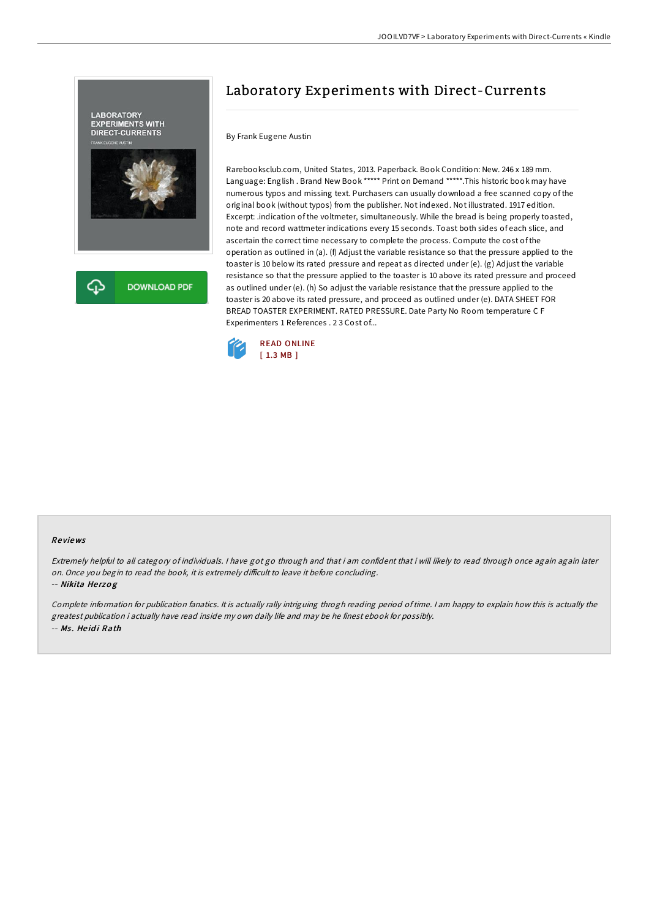# Laboratory Experiments with Direct-Currents

By Frank Eugene Austin

Rarebooksclub.com, United States, 2013. Paperback. Book Condition: New. 246 x 189 mm. Language: English . Brand New Book ***** Print on Demand *****.This historic book may have numerous typos and missing text. Purchasers can usually download a free scanned copy of the original book (without typos) from the publisher. Not indexed. Not illustrated. 1917 edition. Excerpt: .indication of the voltmeter, simultaneously. While the bread is being properly toasted, note and record wattmeter indications every 15 seconds. Toast both sides of each slice, and ascertain the correct time necessary to complete the process. Compute the cost of the operation as outlined in (a). (f) Adjust the variable resistance so that the pressure applied to the toaster is 10 below its rated pressure and repeat as directed under (e). (g) Adjust the variable resistance so that the pressure applied to the toaster is 10 above its rated pressure and proceed as outlined under (e). (h) So adjust the variable resistance that the pressure applied to the toaster is 20 above its rated pressure, and proceed as outlined under (e). DATA SHEET FOR BREAD TOASTER EXPERIMENT. RATED PRESSURE. Date Party No Room temperature C F Experimenters 1 References . 2 3 Cost of...

READ ONLINE
[ 1.3 MB ]

## Reviews

*Extremely helpful to all category of individuals. I have got go through and that i am confident that i will likely to read through once again again later on. Once you begin to read the book, it is extremely difficult to leave it before concluding.*

-- ***Nikita Herzog***

*Complete information for publication fanatics. It is actually rally intriguing throgh reading period of time. I am happy to explain how this is actually the greatest publication i actually have read inside my own daily life and may be he finest ebook for possibly.*

-- ***Ms. Heidi Rath***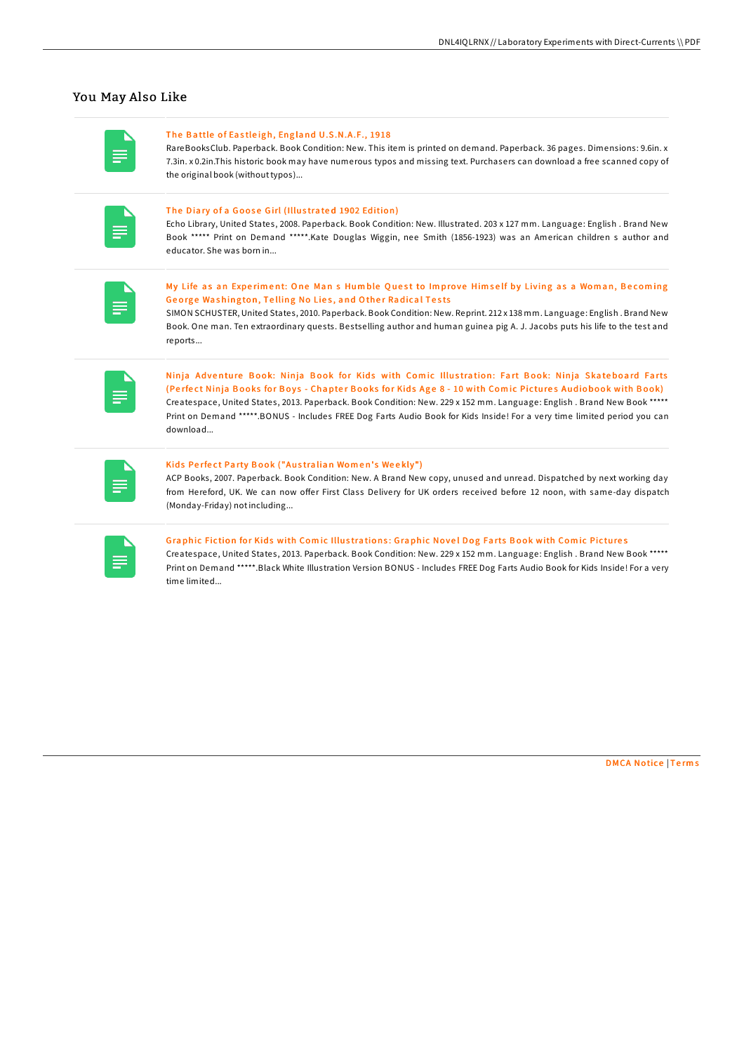## You May Also Like

### The Battle of Eastleigh, England U.S.N.A.F., 1918

RareBooksClub. Paperback. Book Condition: New. This item is printed on demand. Paperback. 36 pages. Dimensions: 9.6in. x 7.3in. x 0.2in.This historic book may have numerous typos and missing text. Purchasers can download a free scanned copy of the original book (without typos)...

### The Diary of a Goose Girl (Illustrated 1902 Edition)

Echo Library, United States, 2008. Paperback. Book Condition: New. Illustrated. 203 x 127 mm. Language: English . Brand New Book ***** Print on Demand *****.Kate Douglas Wiggin, nee Smith (1856-1923) was an American children s author and educator. She was born in...

### My Life as an Experiment: One Man s Humble Quest to Improve Himself by Living as a Woman, Becoming George Washington, Telling No Lies, and Other Radical Tests

SIMON SCHUSTER, United States, 2010. Paperback. Book Condition: New. Reprint. 212 x 138 mm. Language: English . Brand New Book. One man. Ten extraordinary quests. Bestselling author and human guinea pig A. J. Jacobs puts his life to the test and reports...

### Ninja Adventure Book: Ninja Book for Kids with Comic Illustration: Fart Book: Ninja Skateboard Farts (Perfect Ninja Books for Boys - Chapter Books for Kids Age 8 - 10 with Comic Pictures Audiobook with Book)

Createspace, United States, 2013. Paperback. Book Condition: New. 229 x 152 mm. Language: English . Brand New Book ***** Print on Demand *****.BONUS - Includes FREE Dog Farts Audio Book for Kids Inside! For a very time limited period you can download...

### Kids Perfect Party Book ("Australian Women's Weekly")

ACP Books, 2007. Paperback. Book Condition: New. A Brand New copy, unused and unread. Dispatched by next working day from Hereford, UK. We can now offer First Class Delivery for UK orders received before 12 noon, with same-day dispatch (Monday-Friday) not including...

### Graphic Fiction for Kids with Comic Illustrations: Graphic Novel Dog Farts Book with Comic Pictures

Createspace, United States, 2013. Paperback. Book Condition: New. 229 x 152 mm. Language: English . Brand New Book ***** Print on Demand *****.Black White Illustration Version BONUS - Includes FREE Dog Farts Audio Book for Kids Inside! For a very time limited...

DMCA Notice | Terms